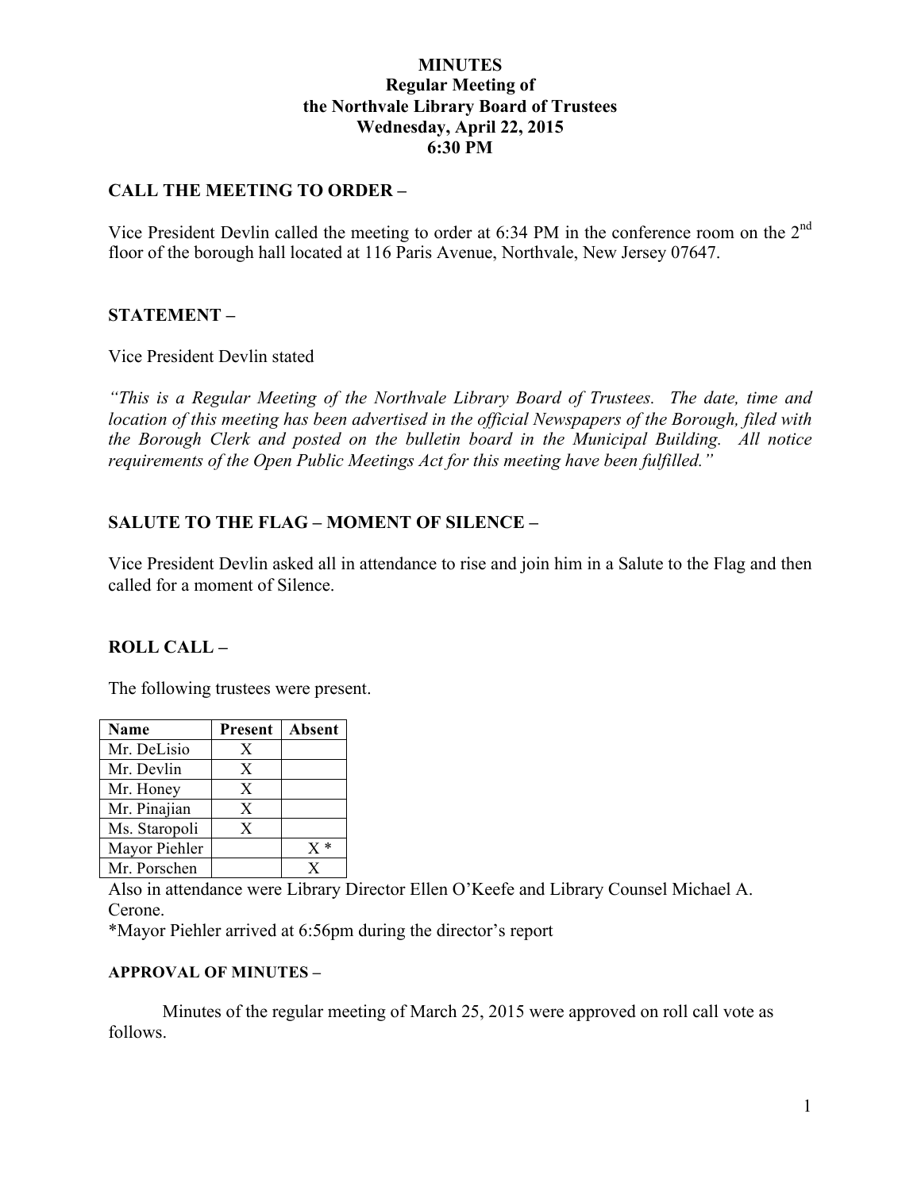# MINUTES
## Regular Meeting of the Northvale Library Board of Trustees
## Wednesday, April 22, 2015
## 6:30 PM

### CALL THE MEETING TO ORDER –

Vice President Devlin called the meeting to order at 6:34 PM in the conference room on the 2nd floor of the borough hall located at 116 Paris Avenue, Northvale, New Jersey 07647.

### STATEMENT –

Vice President Devlin stated

*"This is a Regular Meeting of the Northvale Library Board of Trustees. The date, time and location of this meeting has been advertised in the official Newspapers of the Borough, filed with the Borough Clerk and posted on the bulletin board in the Municipal Building. All notice requirements of the Open Public Meetings Act for this meeting have been fulfilled."*

### SALUTE TO THE FLAG – MOMENT OF SILENCE –

Vice President Devlin asked all in attendance to rise and join him in a Salute to the Flag and then called for a moment of Silence.

### ROLL CALL –

The following trustees were present.

| Name | Present | Absent |
|---|---|---|
| Mr. DeLisio | X | |
| Mr. Devlin | X | |
| Mr. Honey | X | |
| Mr. Pinajian | X | |
| Ms. Staropoli | X | |
| Mayor Piehler | | X * |
| Mr. Porschen | | X |

Also in attendance were Library Director Ellen O'Keefe and Library Counsel Michael A. Cerone.

*Mayor Piehler arrived at 6:56pm during the director's report

### APPROVAL OF MINUTES –

Minutes of the regular meeting of March 25, 2015 were approved on roll call vote as follows.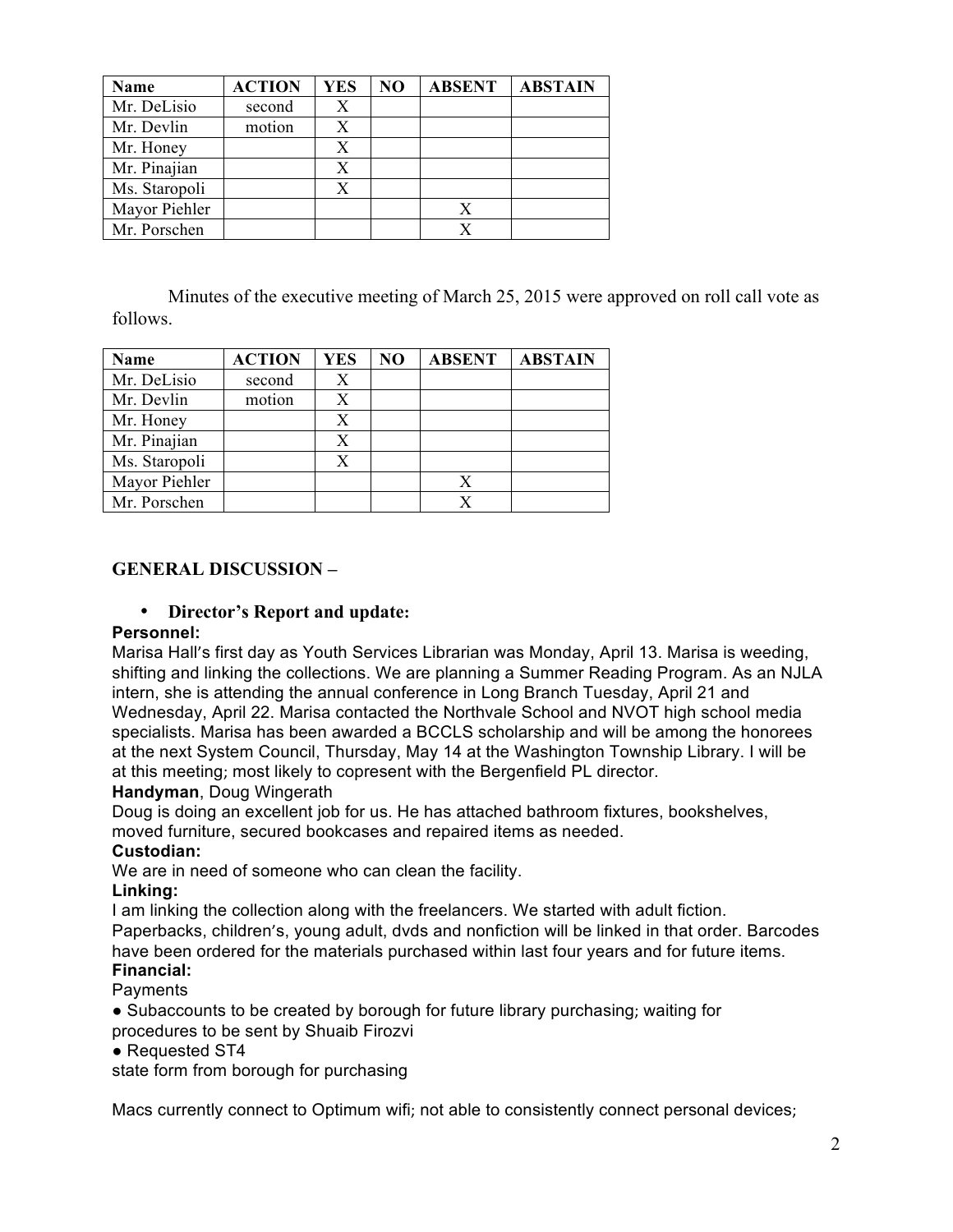| Name | ACTION | YES | NO | ABSENT | ABSTAIN |
|---|---|---|---|---|---|
| Mr. DeLisio | second | X | | | |
| Mr. Devlin | motion | X | | | |
| Mr. Honey | | X | | | |
| Mr. Pinajian | | X | | | |
| Ms. Staropoli | | X | | | |
| Mayor Piehler | | | | X | |
| Mr. Porschen | | | | X | |

Minutes of the executive meeting of March 25, 2015 were approved on roll call vote as follows.

| Name | ACTION | YES | NO | ABSENT | ABSTAIN |
|---|---|---|---|---|---|
| Mr. DeLisio | second | X | | | |
| Mr. Devlin | motion | X | | | |
| Mr. Honey | | X | | | |
| Mr. Pinajian | | X | | | |
| Ms. Staropoli | | X | | | |
| Mayor Piehler | | | | X | |
| Mr. Porschen | | | | X | |

**GENERAL DISCUSSION –**

- **Director's Report and update:**

**Personnel:**

Marisa Hall's first day as Youth Services Librarian was Monday, April 13. Marisa is weeding, shifting and linking the collections. We are planning a Summer Reading Program. As an NJLA intern, she is attending the annual conference in Long Branch Tuesday, April 21 and Wednesday, April 22. Marisa contacted the Northvale School and NVOT high school media specialists. Marisa has been awarded a BCCLS scholarship and will be among the honorees at the next System Council, Thursday, May 14 at the Washington Township Library. I will be at this meeting; most likely to copresent with the Bergenfield PL director.

**Handyman**, Doug Wingerath

Doug is doing an excellent job for us. He has attached bathroom fixtures, bookshelves, moved furniture, secured bookcases and repaired items as needed.

**Custodian:**

We are in need of someone who can clean the facility.

**Linking:**

I am linking the collection along with the freelancers. We started with adult fiction. Paperbacks, children's, young adult, dvds and nonfiction will be linked in that order. Barcodes have been ordered for the materials purchased within last four years and for future items.

**Financial:**

Payments

- Subaccounts to be created by borough for future library purchasing; waiting for procedures to be sent by Shuaib Firozvi
- Requested ST4 state form from borough for purchasing

Macs currently connect to Optimum wifi; not able to consistently connect personal devices;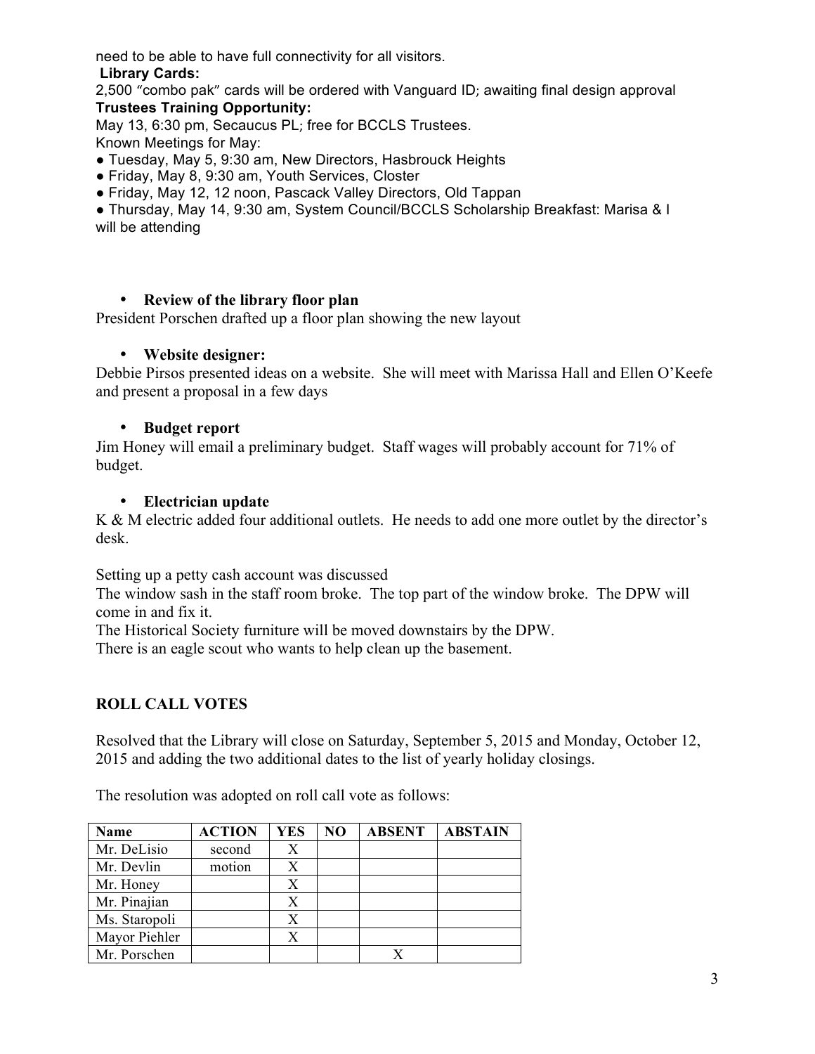need to be able to have full connectivity for all visitors.

**Library Cards:**

2,500 "combo pak" cards will be ordered with Vanguard ID; awaiting final design approval

**Trustees Training Opportunity:**

May 13, 6:30 pm, Secaucus PL; free for BCCLS Trustees.

Known Meetings for May:

- Tuesday, May 5, 9:30 am, New Directors, Hasbrouck Heights
- Friday, May 8, 9:30 am, Youth Services, Closter
- Friday, May 12, 12 noon, Pascack Valley Directors, Old Tappan
- Thursday, May 14, 9:30 am, System Council/BCCLS Scholarship Breakfast: Marisa & I will be attending

- **Review of the library floor plan**

President Porschen drafted up a floor plan showing the new layout

- **Website designer:**

Debbie Pirsos presented ideas on a website. She will meet with Marissa Hall and Ellen O'Keefe and present a proposal in a few days

- **Budget report**

Jim Honey will email a preliminary budget. Staff wages will probably account for 71% of budget.

- **Electrician update**

K & M electric added four additional outlets. He needs to add one more outlet by the director's desk.

Setting up a petty cash account was discussed

The window sash in the staff room broke. The top part of the window broke. The DPW will come in and fix it.

The Historical Society furniture will be moved downstairs by the DPW.

There is an eagle scout who wants to help clean up the basement.

## ROLL CALL VOTES

Resolved that the Library will close on Saturday, September 5, 2015 and Monday, October 12, 2015 and adding the two additional dates to the list of yearly holiday closings.

The resolution was adopted on roll call vote as follows:

| Name | ACTION | YES | NO | ABSENT | ABSTAIN |
|---|---|---|---|---|---|
| Mr. DeLisio | second | X | | | |
| Mr. Devlin | motion | X | | | |
| Mr. Honey | | X | | | |
| Mr. Pinajian | | X | | | |
| Ms. Staropoli | | X | | | |
| Mayor Piehler | | X | | | |
| Mr. Porschen | | | | X | |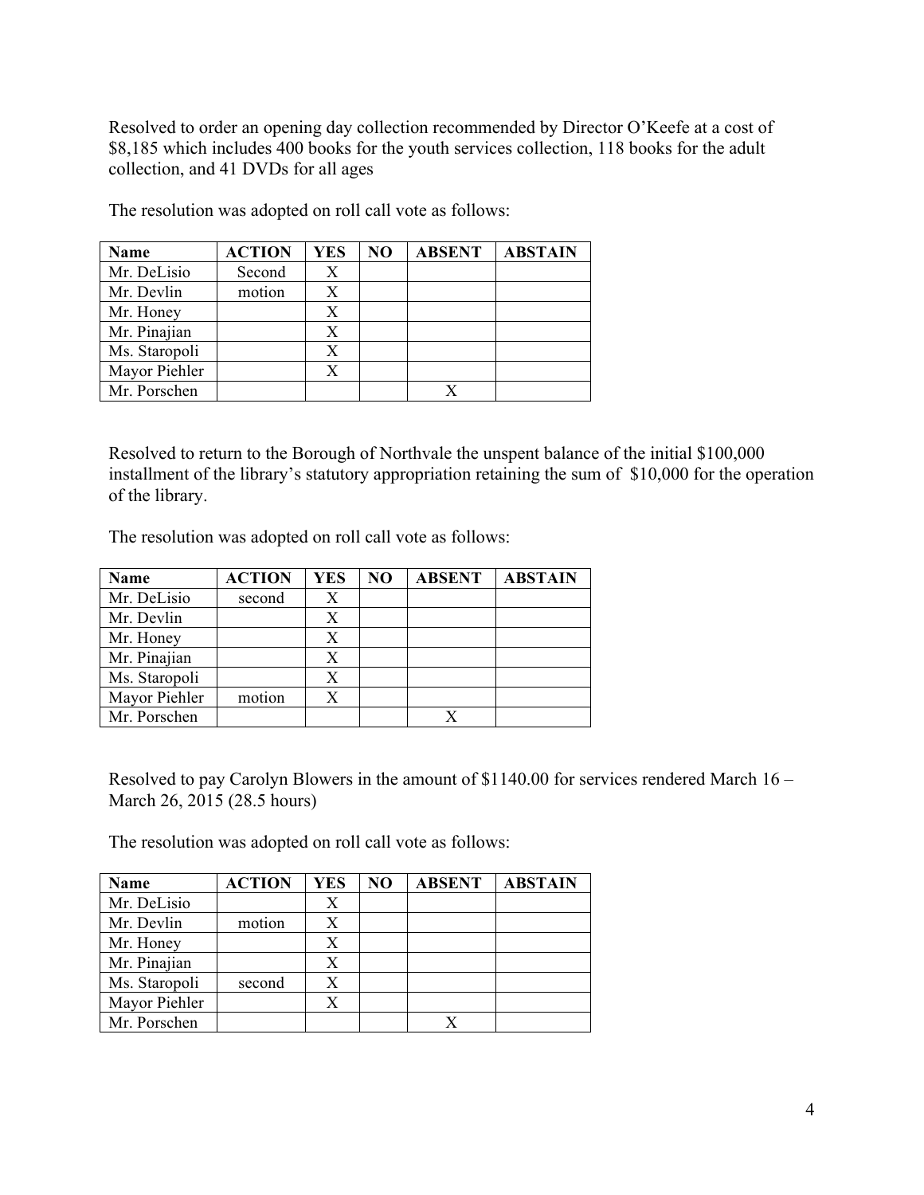Resolved to order an opening day collection recommended by Director O'Keefe at a cost of $8,185 which includes 400 books for the youth services collection, 118 books for the adult collection, and 41 DVDs for all ages

The resolution was adopted on roll call vote as follows:

| Name | ACTION | YES | NO | ABSENT | ABSTAIN |
|---|---|---|---|---|---|
| Mr. DeLisio | Second | X | | | |
| Mr. Devlin | motion | X | | | |
| Mr. Honey | | X | | | |
| Mr. Pinajian | | X | | | |
| Ms. Staropoli | | X | | | |
| Mayor Piehler | | X | | | |
| Mr. Porschen | | | | X | |

Resolved to return to the Borough of Northvale the unspent balance of the initial $100,000 installment of the library's statutory appropriation retaining the sum of $10,000 for the operation of the library.

The resolution was adopted on roll call vote as follows:

| Name | ACTION | YES | NO | ABSENT | ABSTAIN |
|---|---|---|---|---|---|
| Mr. DeLisio | second | X | | | |
| Mr. Devlin | | X | | | |
| Mr. Honey | | X | | | |
| Mr. Pinajian | | X | | | |
| Ms. Staropoli | | X | | | |
| Mayor Piehler | motion | X | | | |
| Mr. Porschen | | | | X | |

Resolved to pay Carolyn Blowers in the amount of $1140.00 for services rendered March 16 – March 26, 2015 (28.5 hours)

The resolution was adopted on roll call vote as follows:

| Name | ACTION | YES | NO | ABSENT | ABSTAIN |
|---|---|---|---|---|---|
| Mr. DeLisio | | X | | | |
| Mr. Devlin | motion | X | | | |
| Mr. Honey | | X | | | |
| Mr. Pinajian | | X | | | |
| Ms. Staropoli | second | X | | | |
| Mayor Piehler | | X | | | |
| Mr. Porschen | | | | X | |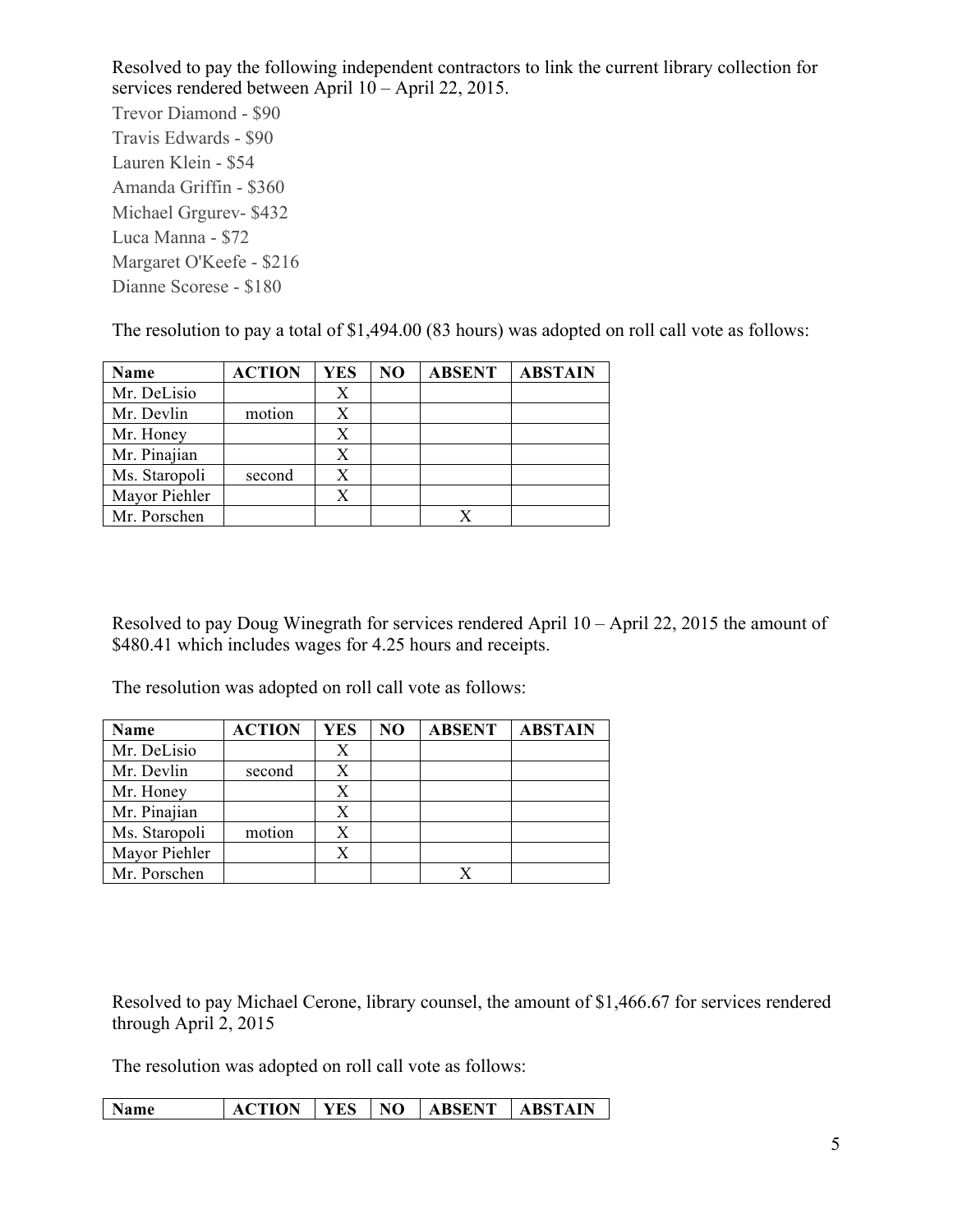Resolved to pay the following independent contractors to link the current library collection for services rendered between April 10 – April 22, 2015.

Trevor Diamond - $90
Travis Edwards - $90
Lauren Klein - $54
Amanda Griffin - $360
Michael Grgurev- $432
Luca Manna - $72
Margaret O'Keefe - $216
Dianne Scorese - $180

The resolution to pay a total of $1,494.00 (83 hours) was adopted on roll call vote as follows:

| Name | ACTION | YES | NO | ABSENT | ABSTAIN |
|---|---|---|---|---|---|
| Mr. DeLisio | | X | | | |
| Mr. Devlin | motion | X | | | |
| Mr. Honey | | X | | | |
| Mr. Pinajian | | X | | | |
| Ms. Staropoli | second | X | | | |
| Mayor Piehler | | X | | | |
| Mr. Porschen | | | | X | |

Resolved to pay Doug Winegrath for services rendered April 10 – April 22, 2015 the amount of $480.41 which includes wages for 4.25 hours and receipts.

The resolution was adopted on roll call vote as follows:

| Name | ACTION | YES | NO | ABSENT | ABSTAIN |
|---|---|---|---|---|---|
| Mr. DeLisio | | X | | | |
| Mr. Devlin | second | X | | | |
| Mr. Honey | | X | | | |
| Mr. Pinajian | | X | | | |
| Ms. Staropoli | motion | X | | | |
| Mayor Piehler | | X | | | |
| Mr. Porschen | | | | X | |

Resolved to pay Michael Cerone, library counsel, the amount of $1,466.67 for services rendered through April 2, 2015

The resolution was adopted on roll call vote as follows:

| Name | ACTION | YES | NO | ABSENT | ABSTAIN |
|---|---|---|---|---|---|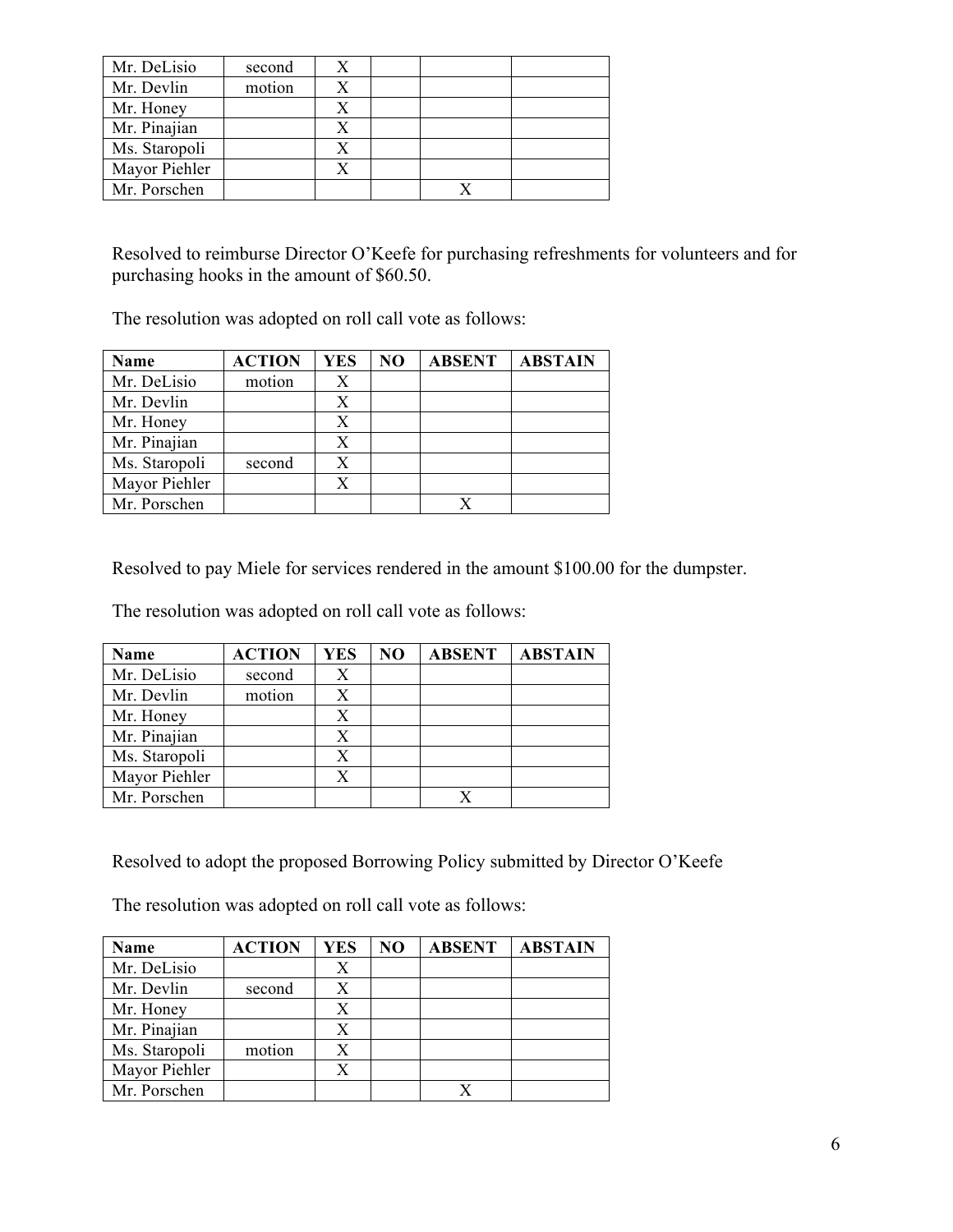| | | | | | |
|---|---|---|---|---|---|
| Mr. DeLisio | second | X | | | |
| Mr. Devlin | motion | X | | | |
| Mr. Honey | | X | | | |
| Mr. Pinajian | | X | | | |
| Ms. Staropoli | | X | | | |
| Mayor Piehler | | X | | | |
| Mr. Porschen | | | | X | |

Resolved to reimburse Director O'Keefe for purchasing refreshments for volunteers and for purchasing hooks in the amount of $60.50.

The resolution was adopted on roll call vote as follows:

| Name | ACTION | YES | NO | ABSENT | ABSTAIN |
|---|---|---|---|---|---|
| Mr. DeLisio | motion | X | | | |
| Mr. Devlin | | X | | | |
| Mr. Honey | | X | | | |
| Mr. Pinajian | | X | | | |
| Ms. Staropoli | second | X | | | |
| Mayor Piehler | | X | | | |
| Mr. Porschen | | | | X | |

Resolved to pay Miele for services rendered in the amount $100.00 for the dumpster.

The resolution was adopted on roll call vote as follows:

| Name | ACTION | YES | NO | ABSENT | ABSTAIN |
|---|---|---|---|---|---|
| Mr. DeLisio | second | X | | | |
| Mr. Devlin | motion | X | | | |
| Mr. Honey | | X | | | |
| Mr. Pinajian | | X | | | |
| Ms. Staropoli | | X | | | |
| Mayor Piehler | | X | | | |
| Mr. Porschen | | | | X | |

Resolved to adopt the proposed Borrowing Policy submitted by Director O'Keefe

The resolution was adopted on roll call vote as follows:

| Name | ACTION | YES | NO | ABSENT | ABSTAIN |
|---|---|---|---|---|---|
| Mr. DeLisio | | X | | | |
| Mr. Devlin | second | X | | | |
| Mr. Honey | | X | | | |
| Mr. Pinajian | | X | | | |
| Ms. Staropoli | motion | X | | | |
| Mayor Piehler | | X | | | |
| Mr. Porschen | | | | X | |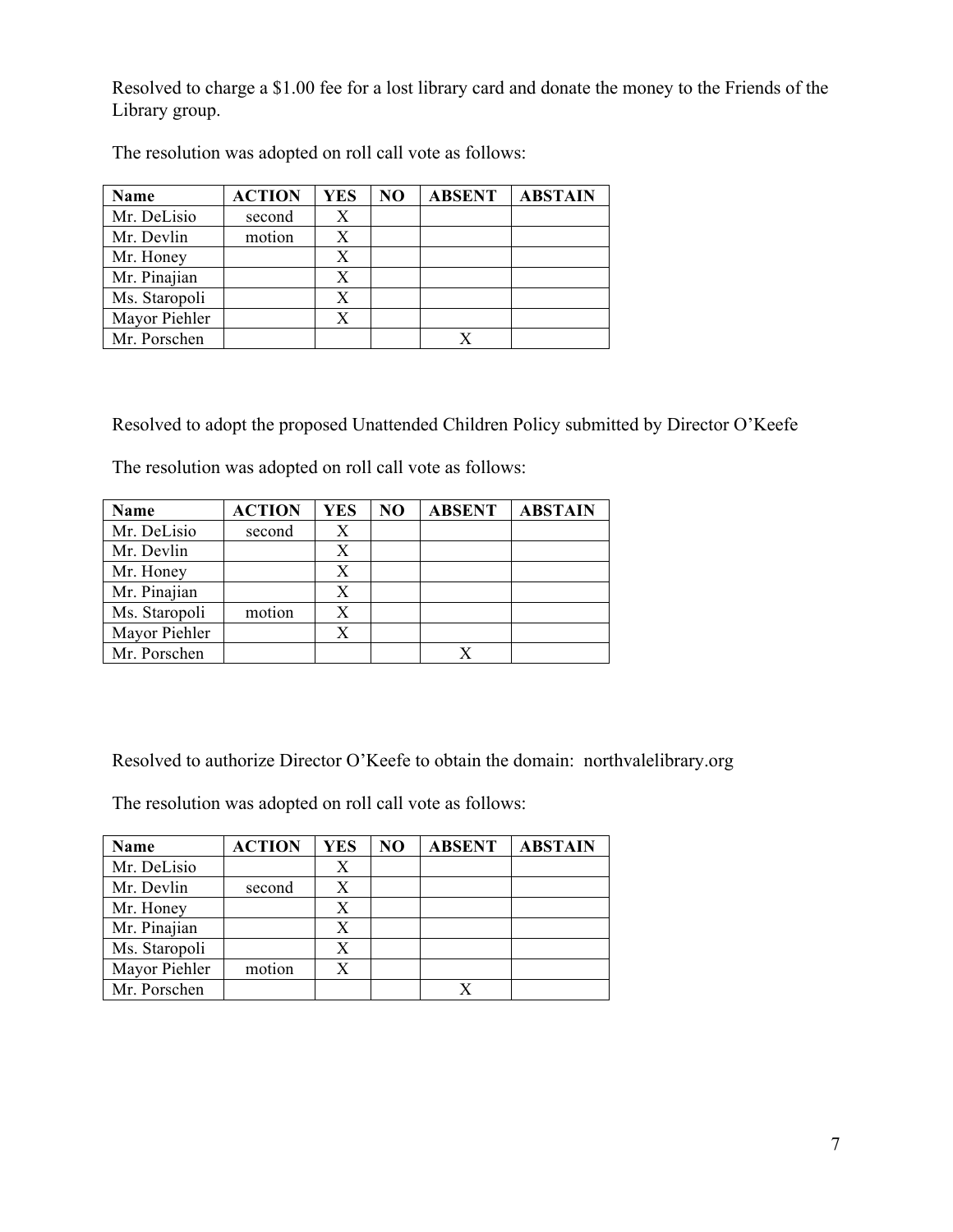Resolved to charge a $1.00 fee for a lost library card and donate the money to the Friends of the Library group.

The resolution was adopted on roll call vote as follows:

| Name | ACTION | YES | NO | ABSENT | ABSTAIN |
|---|---|---|---|---|---|
| Mr. DeLisio | second | X | | | |
| Mr. Devlin | motion | X | | | |
| Mr. Honey | | X | | | |
| Mr. Pinajian | | X | | | |
| Ms. Staropoli | | X | | | |
| Mayor Piehler | | X | | | |
| Mr. Porschen | | | | X | |

Resolved to adopt the proposed Unattended Children Policy submitted by Director O'Keefe

The resolution was adopted on roll call vote as follows:

| Name | ACTION | YES | NO | ABSENT | ABSTAIN |
|---|---|---|---|---|---|
| Mr. DeLisio | second | X | | | |
| Mr. Devlin | | X | | | |
| Mr. Honey | | X | | | |
| Mr. Pinajian | | X | | | |
| Ms. Staropoli | motion | X | | | |
| Mayor Piehler | | X | | | |
| Mr. Porschen | | | | X | |

Resolved to authorize Director O'Keefe to obtain the domain: northvalelibrary.org

The resolution was adopted on roll call vote as follows:

| Name | ACTION | YES | NO | ABSENT | ABSTAIN |
|---|---|---|---|---|---|
| Mr. DeLisio | | X | | | |
| Mr. Devlin | second | X | | | |
| Mr. Honey | | X | | | |
| Mr. Pinajian | | X | | | |
| Ms. Staropoli | | X | | | |
| Mayor Piehler | motion | X | | | |
| Mr. Porschen | | | | X | |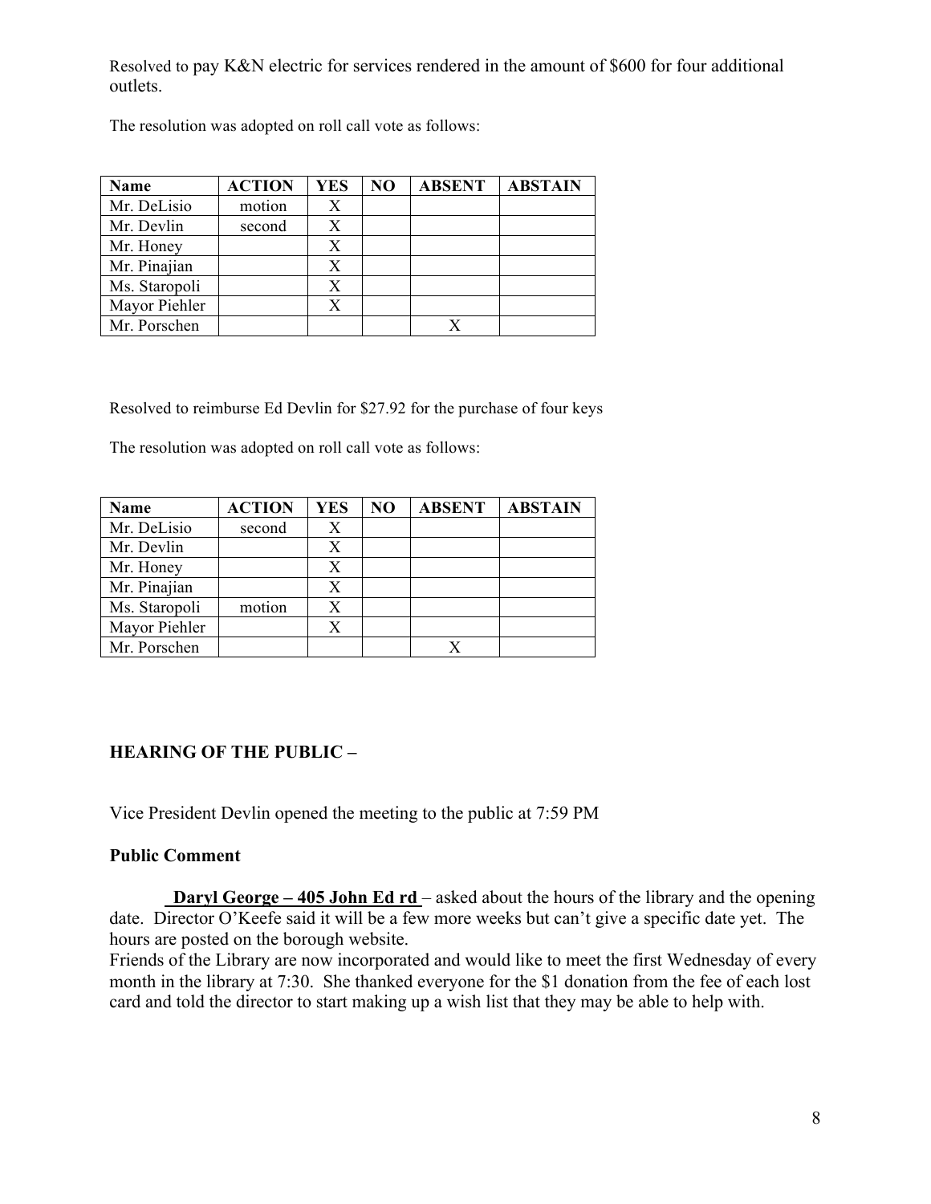Resolved to pay K&N electric for services rendered in the amount of $600 for four additional outlets.

The resolution was adopted on roll call vote as follows:

| Name | ACTION | YES | NO | ABSENT | ABSTAIN |
|---|---|---|---|---|---|
| Mr. DeLisio | motion | X | | | |
| Mr. Devlin | second | X | | | |
| Mr. Honey | | X | | | |
| Mr. Pinajian | | X | | | |
| Ms. Staropoli | | X | | | |
| Mayor Piehler | | X | | | |
| Mr. Porschen | | | | X | |

Resolved to reimburse Ed Devlin for $27.92 for the purchase of four keys

The resolution was adopted on roll call vote as follows:

| Name | ACTION | YES | NO | ABSENT | ABSTAIN |
|---|---|---|---|---|---|
| Mr. DeLisio | second | X | | | |
| Mr. Devlin | | X | | | |
| Mr. Honey | | X | | | |
| Mr. Pinajian | | X | | | |
| Ms. Staropoli | motion | X | | | |
| Mayor Piehler | | X | | | |
| Mr. Porschen | | | | X | |

**HEARING OF THE PUBLIC –**

Vice President Devlin opened the meeting to the public at 7:59 PM

**Public Comment**

**Daryl George – 405 John Ed rd** – asked about the hours of the library and the opening date. Director O'Keefe said it will be a few more weeks but can't give a specific date yet. The hours are posted on the borough website.
Friends of the Library are now incorporated and would like to meet the first Wednesday of every month in the library at 7:30. She thanked everyone for the $1 donation from the fee of each lost card and told the director to start making up a wish list that they may be able to help with.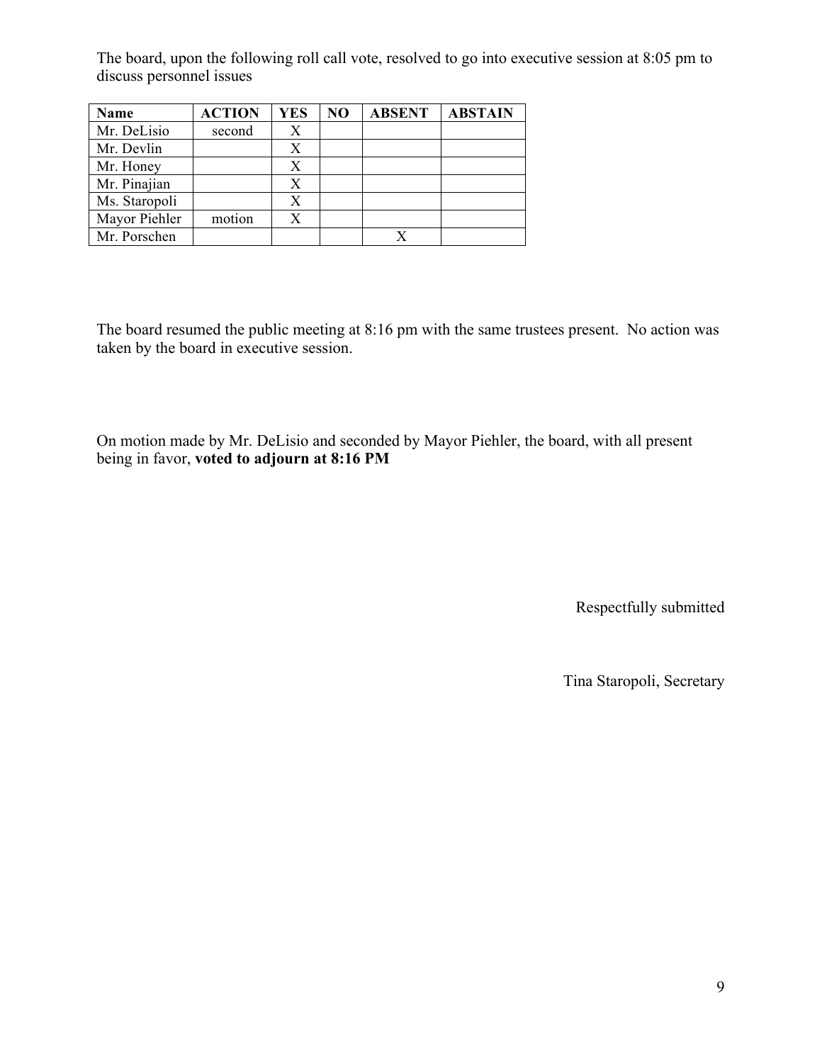The board, upon the following roll call vote, resolved to go into executive session at 8:05 pm to discuss personnel issues

| Name | ACTION | YES | NO | ABSENT | ABSTAIN |
|---|---|---|---|---|---|
| Mr. DeLisio | second | X | | | |
| Mr. Devlin | | X | | | |
| Mr. Honey | | X | | | |
| Mr. Pinajian | | X | | | |
| Ms. Staropoli | | X | | | |
| Mayor Piehler | motion | X | | | |
| Mr. Porschen | | | | X | |

The board resumed the public meeting at 8:16 pm with the same trustees present. No action was taken by the board in executive session.

On motion made by Mr. DeLisio and seconded by Mayor Piehler, the board, with all present being in favor, **voted to adjourn at 8:16 PM**

Respectfully submitted

Tina Staropoli, Secretary